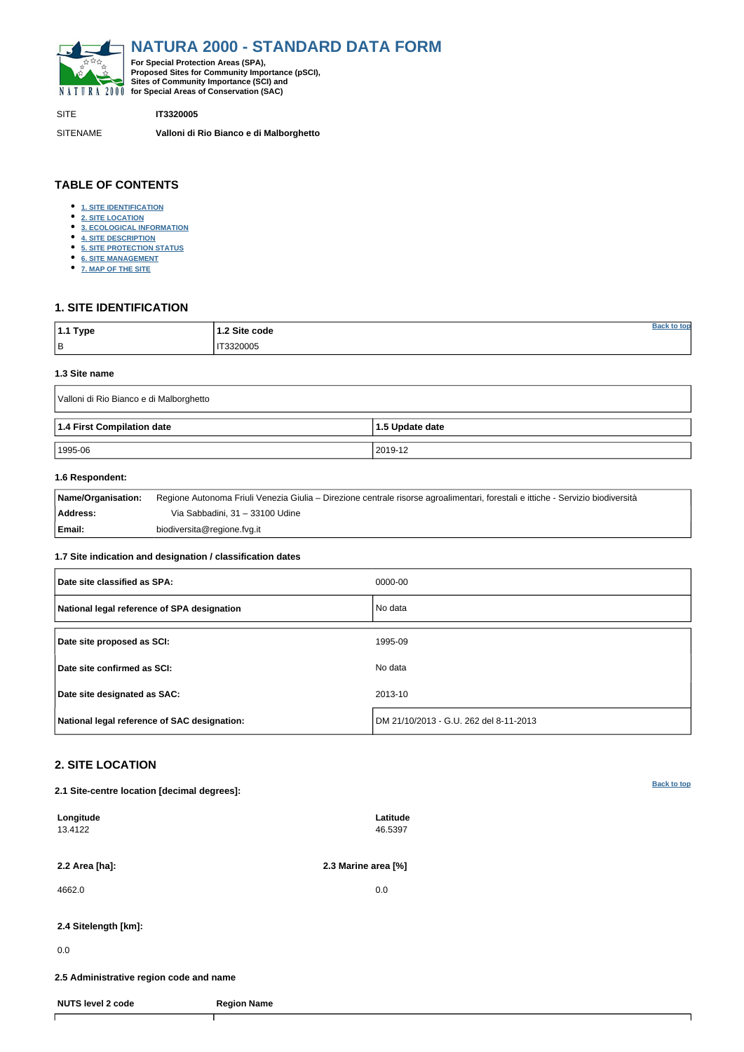# NATURA 2000 - STANDARD DATA FORM

**For Special Protection Areas (SPA), Proposed Sites for Community Importance (pSCI), Sites of Community Importance (SCI) and for Special Areas of Conservation (SAC)**

SITE **IT3320005**

SITENAME **Valloni di Rio Bianco e di Malborghetto**

## TABLE OF CONTENTS

- 1. SITE IDENTIFICATION
- 2. SITE LOCATION
- 3. ECOLOGICAL INFORMATION
- 4. SITE DESCRIPTION
- 5. SITE PROTECTION STATUS
- 6. SITE MANAGEMENT
- 7. MAP OF THE SITE

## 1. SITE IDENTIFICATION

| 1.1 Type | 1.2 Site code |
|---|---|
| B | IT3320005 |

### 1.3 Site name

Valloni di Rio Bianco e di Malborghetto

| 1.4 First Compilation date | 1.5 Update date |
|---|---|
| 1995-06 | 2019-12 |

### 1.6 Respondent:

| | |
|---|---|
| **Name/Organisation:** | Regione Autonoma Friuli Venezia Giulia – Direzione centrale risorse agroalimentari, forestali e ittiche - Servizio biodiversità |
| **Address:** | Via Sabbadini, 31 – 33100 Udine |
| **Email:** | biodiversita@regione.fvg.it |

### 1.7 Site indication and designation / classification dates

| | |
|---|---|
| **Date site classified as SPA:** | 0000-00 |
| **National legal reference of SPA designation** | No data |
| **Date site proposed as SCI:** | 1995-09 |
| **Date site confirmed as SCI:** | No data |
| **Date site designated as SAC:** | 2013-10 |
| **National legal reference of SAC designation:** | DM 21/10/2013 - G.U. 262 del 8-11-2013 |

## 2. SITE LOCATION

### 2.1 Site-centre location [decimal degrees]:

| Longitude | Latitude |
|---|---|
| 13.4122 | 46.5397 |

| 2.2 Area [ha]: | 2.3 Marine area [%] |
|---|---|
| 4662.0 | 0.0 |

### 2.4 Sitelength [km]:

0.0

### 2.5 Administrative region code and name

| NUTS level 2 code | Region Name |
|---|---|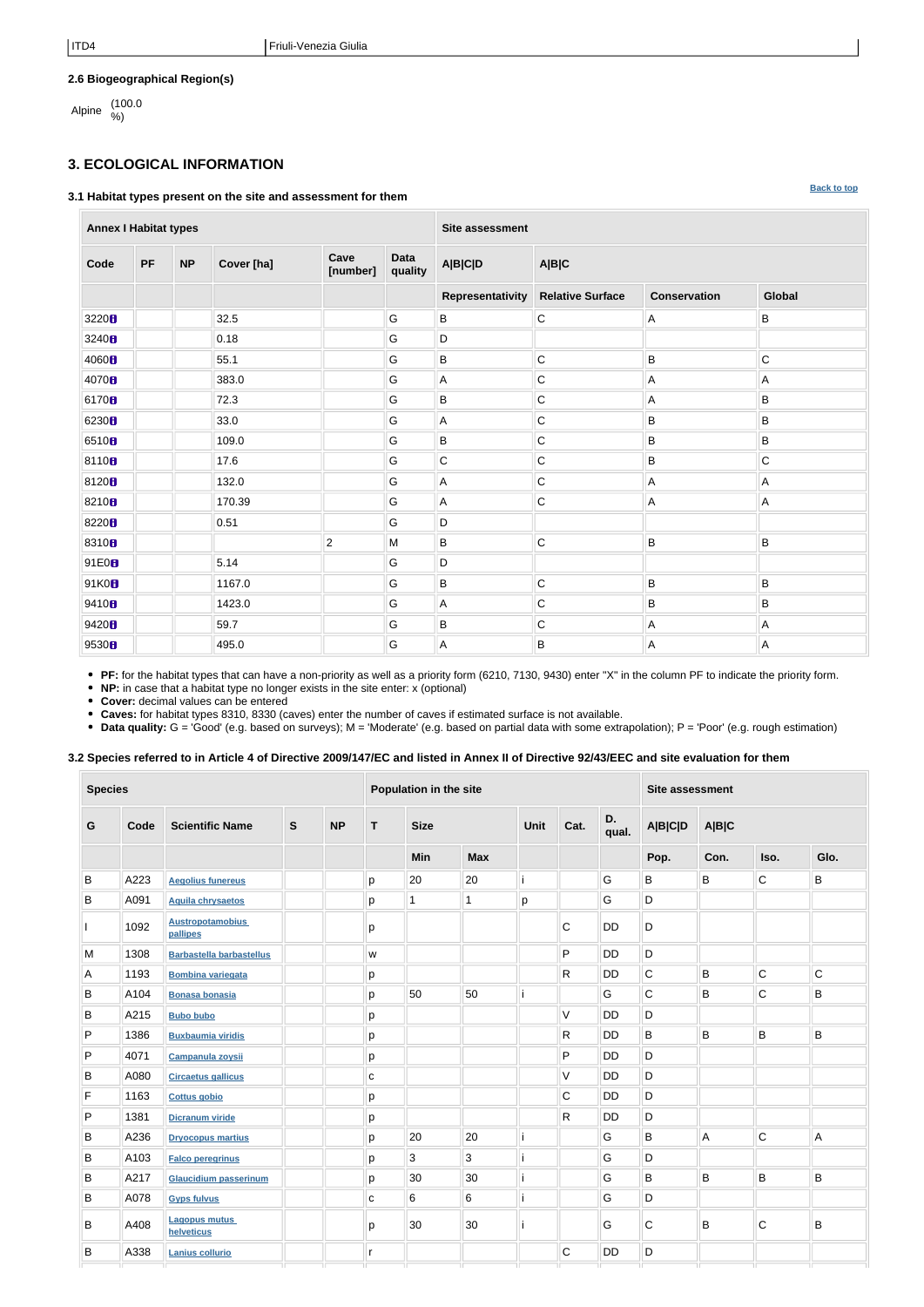| ITD4 | Friuli-Venezia Giulia |
|---|---|

**2.6 Biogeographical Region(s)**

Alpine (100.0 %)

## 3. ECOLOGICAL INFORMATION

### 3.1 Habitat types present on the site and assessment for them

Back to top

| Annex I Habitat types | | | | | | Site assessment | | | |
|---|---|---|---|---|---|---|---|---|---|
| Code | PF | NP | Cover [ha] | Cave [number] | Data quality | A\|B\|C\|D | A\|B\|C | | |
| | | | | | | Representativity | Relative Surface | Conservation | Global |
| 3220 | | | 32.5 | | G | B | C | A | B |
| 3240 | | | 0.18 | | G | D | | | |
| 4060 | | | 55.1 | | G | B | C | B | C |
| 4070 | | | 383.0 | | G | A | C | A | A |
| 6170 | | | 72.3 | | G | B | C | A | B |
| 6230 | | | 33.0 | | G | A | C | B | B |
| 6510 | | | 109.0 | | G | B | C | B | B |
| 8110 | | | 17.6 | | G | C | C | B | C |
| 8120 | | | 132.0 | | G | A | C | A | A |
| 8210 | | | 170.39 | | G | A | C | A | A |
| 8220 | | | 0.51 | | G | D | | | |
| 8310 | | | | 2 | M | B | C | B | B |
| 91E0 | | | 5.14 | | G | D | | | |
| 91K0 | | | 1167.0 | | G | B | C | B | B |
| 9410 | | | 1423.0 | | G | A | C | B | B |
| 9420 | | | 59.7 | | G | B | C | A | A |
| 9530 | | | 495.0 | | G | A | B | A | A |

- **PF:** for the habitat types that can have a non-priority as well as a priority form (6210, 7130, 9430) enter "X" in the column PF to indicate the priority form.
- **NP:** in case that a habitat type no longer exists in the site enter: x (optional)
- **Cover:** decimal values can be entered
- **Caves:** for habitat types 8310, 8330 (caves) enter the number of caves if estimated surface is not available.
- **Data quality:** G = 'Good' (e.g. based on surveys); M = 'Moderate' (e.g. based on partial data with some extrapolation); P = 'Poor' (e.g. rough estimation)

### 3.2 Species referred to in Article 4 of Directive 2009/147/EC and listed in Annex II of Directive 92/43/EEC and site evaluation for them

| Species | | | | | Population in the site | | | | | | Site assessment | | | |
|---|---|---|---|---|---|---|---|---|---|---|---|---|---|---|
| G | Code | Scientific Name | S | NP | T | Size | | Unit | Cat. | D. qual. | A\|B\|C\|D | A\|B\|C | | |
| | | | | | | Min | Max | | | | Pop. | Con. | Iso. | Glo. |
| B | A223 | Aegolius funereus | | | p | 20 | 20 | i | | G | B | B | C | B |
| B | A091 | Aquila chrysaetos | | | p | 1 | 1 | p | | G | D | | | |
| I | 1092 | Austropotamobius pallipes | | | p | | | | C | DD | D | | | |
| M | 1308 | Barbastella barbastellus | | | w | | | | P | DD | D | | | |
| A | 1193 | Bombina variegata | | | p | | | | R | DD | C | B | C | C |
| B | A104 | Bonasa bonasia | | | p | 50 | 50 | i | | G | C | B | C | B |
| B | A215 | Bubo bubo | | | p | | | | V | DD | D | | | |
| P | 1386 | Buxbaumia viridis | | | p | | | | R | DD | B | B | B | B |
| P | 4071 | Campanula zoysii | | | p | | | | P | DD | D | | | |
| B | A080 | Circaetus gallicus | | | c | | | | V | DD | D | | | |
| F | 1163 | Cottus gobio | | | p | | | | C | DD | D | | | |
| P | 1381 | Dicranum viride | | | p | | | | R | DD | D | | | |
| B | A236 | Dryocopus martius | | | p | 20 | 20 | i | | G | B | A | C | A |
| B | A103 | Falco peregrinus | | | p | 3 | 3 | i | | G | D | | | |
| B | A217 | Glaucidium passerinum | | | p | 30 | 30 | i | | G | B | B | B | B |
| B | A078 | Gyps fulvus | | | c | 6 | 6 | i | | G | D | | | |
| B | A408 | Lagopus mutus helveticus | | | p | 30 | 30 | i | | G | C | B | C | B |
| B | A338 | Lanius collurio | | | r | | | | C | DD | D | | | |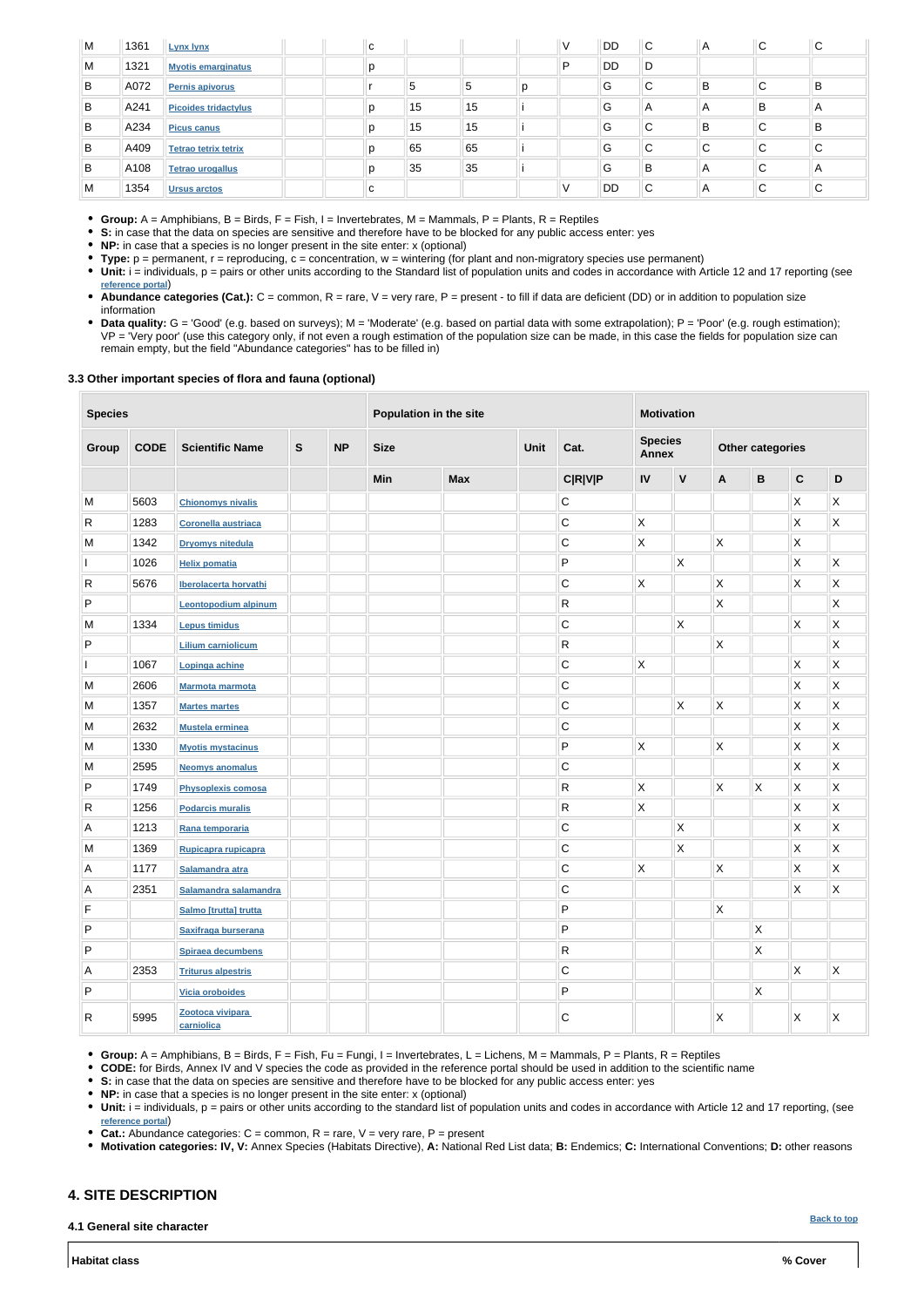| M | 1361 | Lynx lynx | | | c | | | | V | DD | C | A | C | C |
|---|---|---|---|---|---|---|---|---|---|---|---|---|---|---|
| M | 1321 | Myotis emarginatus | | | p | | | | P | DD | D | | | |
| B | A072 | Pernis apivorus | | | r | 5 | 5 | p | | G | C | B | C | B |
| B | A241 | Picoides tridactylus | | | p | 15 | 15 | i | | G | A | A | B | A |
| B | A234 | Picus canus | | | p | 15 | 15 | i | | G | C | B | C | B |
| B | A409 | Tetrao tetrix tetrix | | | p | 65 | 65 | i | | G | C | C | C | C |
| B | A108 | Tetrao urogallus | | | p | 35 | 35 | i | | G | B | A | C | A |
| M | 1354 | Ursus arctos | | | c | | | | V | DD | C | A | C | C |

- **Group:** A = Amphibians, B = Birds, F = Fish, I = Invertebrates, M = Mammals, P = Plants, R = Reptiles
- **S:** in case that the data on species are sensitive and therefore have to be blocked for any public access enter: yes
- **NP:** in case that a species is no longer present in the site enter: x (optional)
- **Type:** p = permanent, r = reproducing, c = concentration, w = wintering (for plant and non-migratory species use permanent)
- **Unit:** i = individuals, p = pairs or other units according to the Standard list of population units and codes in accordance with Article 12 and 17 reporting (see reference portal)
- **Abundance categories (Cat.):** C = common, R = rare, V = very rare, P = present - to fill if data are deficient (DD) or in addition to population size information
- **Data quality:** G = 'Good' (e.g. based on surveys); M = 'Moderate' (e.g. based on partial data with some extrapolation); P = 'Poor' (e.g. rough estimation); VP = 'Very poor' (use this category only, if not even a rough estimation of the population size can be made, in this case the fields for population size can remain empty, but the field "Abundance categories" has to be filled in)

### 3.3 Other important species of flora and fauna (optional)

| Species | | | | | Population in the site | | | | Motivation | | | | | |
|---|---|---|---|---|---|---|---|---|---|---|---|---|---|---|
| Group | CODE | Scientific Name | S | NP | Size | | Unit | Cat. | Species Annex | | Other categories | | | |
| | | | | | Min | Max | | C\|R\|V\|P | IV | V | A | B | C | D |
| M | 5603 | Chionomys nivalis | | | | | | C | | | | | X | X |
| R | 1283 | Coronella austriaca | | | | | | C | X | | | | X | X |
| M | 1342 | Dryomys nitedula | | | | | | C | X | | X | | X | |
| I | 1026 | Helix pomatia | | | | | | P | | X | | | X | X |
| R | 5676 | Iberolacerta horvathi | | | | | | C | X | | X | | X | X |
| P | | Leontopodium alpinum | | | | | | R | | | X | | | X |
| M | 1334 | Lepus timidus | | | | | | C | | X | | | X | X |
| P | | Lilium carniolicum | | | | | | R | | | X | | | X |
| I | 1067 | Lopinga achine | | | | | | C | X | | | | X | X |
| M | 2606 | Marmota marmota | | | | | | C | | | | | X | X |
| M | 1357 | Martes martes | | | | | | C | | X | X | | X | X |
| M | 2632 | Mustela erminea | | | | | | C | | | | | X | X |
| M | 1330 | Myotis mystacinus | | | | | | P | X | | X | | X | X |
| M | 2595 | Neomys anomalus | | | | | | C | | | | | X | X |
| P | 1749 | Physoplexis comosa | | | | | | R | X | | X | X | X | X |
| R | 1256 | Podarcis muralis | | | | | | R | X | | | | X | X |
| A | 1213 | Rana temporaria | | | | | | C | | X | | | X | X |
| M | 1369 | Rupicapra rupicapra | | | | | | C | | X | | | X | X |
| A | 1177 | Salamandra atra | | | | | | C | X | | X | | X | X |
| A | 2351 | Salamandra salamandra | | | | | | C | | | | | X | X |
| F | | Salmo [trutta] trutta | | | | | | P | | | X | | | |
| P | | Saxifraga burserana | | | | | | P | | | | X | | |
| P | | Spiraea decumbens | | | | | | R | | | | X | | |
| A | 2353 | Triturus alpestris | | | | | | C | | | | | X | X |
| P | | Vicia oroboides | | | | | | P | | | | X | | |
| R | 5995 | Zootoca vivipara carniolica | | | | | | C | | | X | | X | X |

- **Group:** A = Amphibians, B = Birds, F = Fish, Fu = Fungi, I = Invertebrates, L = Lichens, M = Mammals, P = Plants, R = Reptiles
- **CODE:** for Birds, Annex IV and V species the code as provided in the reference portal should be used in addition to the scientific name
- **S:** in case that the data on species are sensitive and therefore have to be blocked for any public access enter: yes
- **NP:** in case that a species is no longer present in the site enter: x (optional)
- **Unit:** i = individuals, p = pairs or other units according to the standard list of population units and codes in accordance with Article 12 and 17 reporting, (see reference portal)
- **Cat.:** Abundance categories: C = common, R = rare, V = very rare, P = present
- **Motivation categories: IV, V:** Annex Species (Habitats Directive), **A:** National Red List data; **B:** Endemics; **C:** International Conventions; **D:** other reasons

## 4. SITE DESCRIPTION

### 4.1 General site character

Back to top

| Habitat class | % Cover |
|---|---|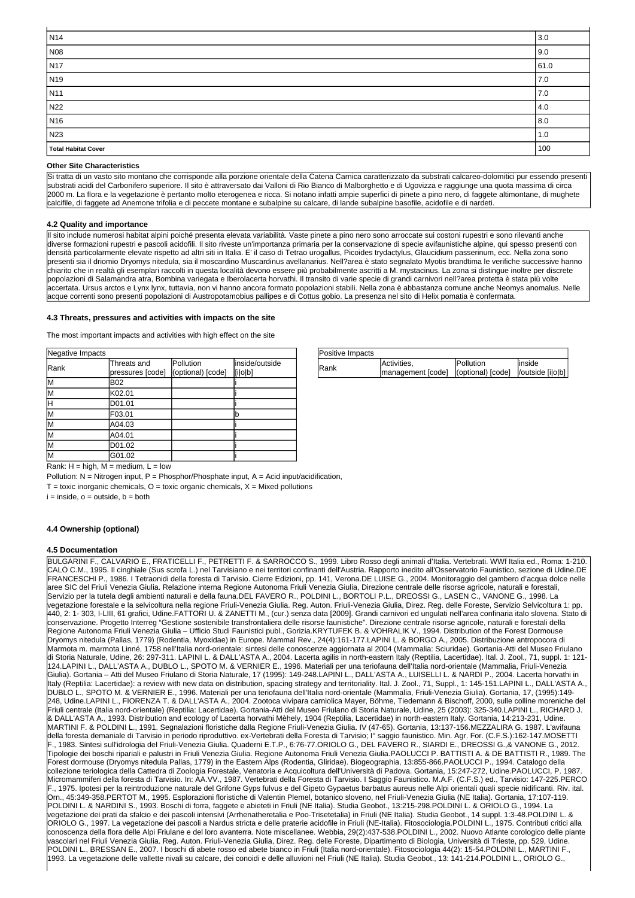| | |
|---|---|
| N14 | 3.0 |
| N08 | 9.0 |
| N17 | 61.0 |
| N19 | 7.0 |
| N11 | 7.0 |
| N22 | 4.0 |
| N16 | 8.0 |
| N23 | 1.0 |
| **Total Habitat Cover** | 100 |

**Other Site Characteristics**

Si tratta di un vasto sito montano che corrisponde alla porzione orientale della Catena Carnica caratterizzato da substrati calcareo-dolomitici pur essendo presenti substrati acidi del Carbonifero superiore. Il sito è attraversato dai Valloni di Rio Bianco di Malborghetto e di Ugovizza e raggiunge una quota massima di circa 2000 m. La flora e la vegetazione è pertanto molto eterogenea e ricca. Si notano infatti ampie superfici di pinete a pino nero, di faggete altimontane, di mughete calcifile, di faggete ad Anemone trifolia e di peccete montane e subalpine su calcare, di lande subalpine basofile, acidofile e di nardeti.

#### 4.2 Quality and importance

Il sito include numerosi habitat alpini poiché presenta elevata variabilità. Vaste pinete a pino nero sono arroccate sui costoni rupestri e sono rilevanti anche diverse formazioni rupestri e pascoli acidofili. Il sito riveste un'importanza primaria per la conservazione di specie avifaunistiche alpine, qui spesso presenti con densità particolarmente elevate rispetto ad altri siti in Italia. E' il caso di Tetrao urogallus, Picoides trydactylus, Glaucidium passerinum, ecc. Nella zona sono presenti sia il driomio Dryomys nitedula, sia il moscardino Muscardinus avellanarius. Nell?area è stato segnalato Myotis brandtima le verifiche successive hanno chiarito che in realtà gli esemplari raccolti in questa località devono essere più probabilmente ascritti a M. mystacinus. La zona si distingue inoltre per discrete popolazioni di Salamandra atra, Bombina variegata e Iberolacerta horvathi. Il transito di varie specie di grandi carnivori nell?area protetta è stata più volte accertata. Ursus arctos e Lynx lynx, tuttavia, non vi hanno ancora formato popolazioni stabili. Nella zona è abbastanza comune anche Neomys anomalus. Nelle acque correnti sono presenti popolazioni di Austropotamobius pallipes e di Cottus gobio. La presenza nel sito di Helix pomatia è confermata.

#### 4.3 Threats, pressures and activities with impacts on the site

The most important impacts and activities with high effect on the site

| Negative Impacts | | | |
|---|---|---|---|
| Rank | Threats and pressures [code] | Pollution (optional) [code] | inside/outside [i\|o\|b] |
| M | B02 | | i |
| M | K02.01 | | i |
| H | D01.01 | | i |
| M | F03.01 | | b |
| M | A04.03 | | i |
| M | A04.01 | | i |
| M | D01.02 | | i |
| M | G01.02 | | i |

| Positive Impacts | | | |
|---|---|---|---|
| Rank | Activities, management [code] | Pollution (optional) [code] | inside /outside [i\|o\|b] |

Rank: H = high, M = medium, L = low

Pollution: N = Nitrogen input, P = Phosphor/Phosphate input, A = Acid input/acidification,

T = toxic inorganic chemicals, O = toxic organic chemicals, X = Mixed pollutions

i = inside, o = outside, b = both

#### 4.4 Ownership (optional)

#### 4.5 Documentation

BULGARINI F., CALVARIO E., FRATICELLI F., PETRETTI F. & SARROCCO S., 1999. Libro Rosso degli animali d'Italia. Vertebrati. WWf Italia ed., Roma: 1-210. CALÒ C.M., 1995. Il cinghiale (Sus scrofa L.) nel Tarvisiano e nei territori confinanti dell'Austria. Rapporto inedito all'Osservatorio Faunistico, sezione di Udine.DE FRANCESCHI P., 1986. I Tetraonidi della foresta di Tarvisio. Cierre Edizioni, pp. 141, Verona.DE LUISE G., 2004. Monitoraggio del gambero d'acqua dolce nelle aree SIC del Friuli Venezia Giulia. Relazione interna Regione Autonoma Friuli Venezia Giulia, Direzione centrale delle risorse agricole, naturali e forestali, Servizio per la tutela degli ambienti naturali e della fauna.DEL FAVERO R., POLDINI L., BORTOLI P.L., DREOSSI G., LASEN C., VANONE G., 1998. La vegetazione forestale e la selvicoltura nella regione Friuli-Venezia Giulia. Reg. Auton. Friuli-Venezia Giulia, Direz. Reg. delle Foreste, Servizio Selvicoltura 1: pp. 440, 2: 1- 303, I-LIII, 61 grafici, Udine.FATTORI U. & ZANETTI M., (cur.) senza data [2009]. Grandi carnivori ed ungulati nell'area confinaria italo slovena. Stato di conservazione. Progetto Interreg "Gestione sostenibile transfrontaliera delle risorse faunistiche". Direzione centrale risorse agricole, naturali e forestali della Regione Autonoma Friuli Venezia Giulia – Ufficio Studi Faunistici publ., Gorizia.KRYTUFEK B. & VOHRALIK V., 1994. Distribution of the Forest Dormouse Dryomys nitedula (Pallas, 1779) (Rodentia, Myoxidae) in Europe. Mammal Rev., 24(4):161-177.LAPINI L. & BORGO A., 2005. Distribuzione antropocora di Marmota m. marmota Linné, 1758 nell'Italia nord-orientale: sintesi delle conoscenze aggiornata al 2004 (Mammalia: Sciuridae). Gortania-Atti del Museo Friulano di Storia Naturale, Udine, 26: 297-311. LAPINI L. & DALL'ASTA A., 2004. Lacerta agilis in north-eastern Italy (Reptilia, Lacertidae). Ital. J. Zool., 71, suppl. 1: 121-124.LAPINI L., DALL'ASTA A., DUBLO L., SPOTO M. & VERNIER E., 1996. Materiali per una teriofauna dell'Italia nord-orientale (Mammalia, Friuli-Venezia Giulia). Gortania – Atti del Museo Friulano di Storia Naturale, 17 (1995): 149-248.LAPINI L., DALL'ASTA A., LUISELLI L. & NARDI P., 2004. Lacerta horvathi in Italy (Reptilia: Lacertidae): a review with new data on distribution, spacing strategy and territoriality. Ital. J. Zool., 71, Suppl., 1: 145-151.LAPINI L., DALL'ASTA A., DUBLO L., SPOTO M. & VERNIER E., 1996. Materiali per una teriofauna dell'Italia nord-orientale (Mammalia, Friuli-Venezia Giulia). Gortania, 17, (1995):149-248, Udine.LAPINI L., FIORENZA T. & DALL'ASTA A., 2004. Zootoca vivipara carniolica Mayer, Böhme, Tiedemann & Bischoff, 2000, sulle colline moreniche del Friuli centrale (Italia nord-orientale) (Reptilia: Lacertidae). Gortania-Atti del Museo Friulano di Storia Naturale, Udine, 25 (2003): 325-340.LAPINI L., RICHARD J. & DALL'ASTA A., 1993. Distribution and ecology of Lacerta horvathi Mèhely, 1904 (Reptilia, Lacertidae) in north-eastern Italy. Gortania, 14:213-231, Udine. MARTINI F. & POLDINI L., 1991. Segnalazioni floristiche dalla Regione Friuli-Venezia Giulia. IV (47-65). Gortania, 13:137-156.MEZZALIRA G. 1987. L'avifauna della foresta demaniale di Tarvisio in periodo riproduttivo. ex-Vertebrati della Foresta di Tarvisio; I° saggio faunistico. Min. Agr. For. (C.F.S.):162-147.MOSETTI F., 1983. Sintesi sull'idrologia del Friuli-Venezia Giulia. Quaderni E.T.P., 6:76-77.ORIOLO G., DEL FAVERO R., SIARDI E., DREOSSI G.,& VANONE G., 2012. Tipologie dei boschi ripariali e palustri in Friuli Venezia Giulia. Regione Autonoma Friuli Venezia Giulia.PAOLUCCI P. BATTISTI A. & DE BATTISTI R., 1989. The Forest dormouse (Dryomys nitedula Pallas, 1779) in the Eastern Alps (Rodentia, Gliridae). Biogeographia, 13:855-866.PAOLUCCI P., 1994. Catalogo della collezione teriologica della Cattedra di Zoologia Forestale, Venatoria e Acquicoltura dell'Università di Padova. Gortania, 15:247-272, Udine.PAOLUCCI, P. 1987. Micromammiferi della foresta di Tarvisio. In: AA.VV., 1987. Vertebrati della Foresta di Tarvisio. I Saggio Faunistico. M.A.F. (C.F.S.) ed., Tarvisio: 147-225.PERCO F., 1975. Ipotesi per la reintroduzione naturale del Grifone Gyps fulvus e del Gipeto Gypaetus barbatus aureus nelle Alpi orientali quali specie nidificanti. Riv. ital. Orn., 45:349-358.PERTOT M., 1995. Esplorazioni floristiche di Valentin Plemel, botanico sloveno, nel Friuli-Venezia Giulia (NE Italia). Gortania, 17:107-119. POLDINI L. & NARDINI S., 1993. Boschi di forra, faggete e abieteti in Friuli (NE Italia). Studia Geobot., 13:215-298.POLDINI L. & ORIOLO G., 1994. La vegetazione dei prati da sfalcio e dei pascoli intensivi (Arrhenatheretalia e Poo-Trisetetalia) in Friuli (NE Italia). Studia Geobot., 14 suppl. 1:3-48.POLDINI L. & ORIOLO G., 1997. La vegetazione dei pascoli a Nardus stricta e delle praterie acidofile in Friuli (NE-Italia). Fitosociologia.POLDINI L., 1975. Contributi critici alla conoscenza della flora delle Alpi Friulane e del loro avanterra. Note miscellanee. Webbia, 29(2):437-538.POLDINI L., 2002. Nuovo Atlante corologico delle piante vascolari nel Friuli Venezia Giulia. Reg. Auton. Friuli-Venezia Giulia, Direz. Reg. delle Foreste, Dipartimento di Biologia, Università di Trieste, pp. 529, Udine. POLDINI L., BRESSAN E., 2007. I boschi di abete rosso ed abete bianco in Friuli (Italia nord-orientale). Fitosociologia 44(2): 15-54.POLDINI L., MARTINI F., 1993. La vegetazione delle vallette nivali su calcare, dei conoidi e delle alluvioni nel Friuli (NE Italia). Studia Geobot., 13: 141-214.POLDINI L., ORIOLO G.,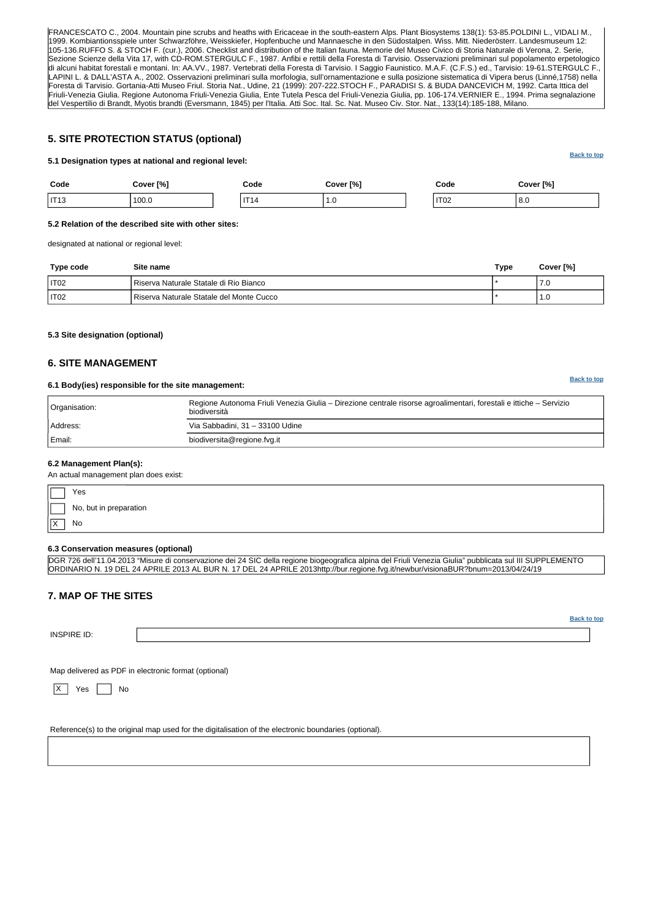FRANCESCATO C., 2004. Mountain pine scrubs and heaths with Ericaceae in the south-eastern Alps. Plant Biosystems 138(1): 53-85.POLDINI L., VIDALI M., 1999. Kombiantionsspiele unter Schwarzföhre, Weisskiefer, Hopfenbuche und Mannaesche in den Südostalpen. Wiss. Mitt. Niederösterr. Landesmuseum 12: 105-136.RUFFO S. & STOCH F. (cur.), 2006. Checklist and distribution of the Italian fauna. Memorie del Museo Civico di Storia Naturale di Verona, 2. Serie, Sezione Scienze della Vita 17, with CD-ROM.STERGULC F., 1987. Anfibi e rettili della Foresta di Tarvisio. Osservazioni preliminari sul popolamento erpetologico di alcuni habitat forestali e montani. In: AA.VV., 1987. Vertebrati della Foresta di Tarvisio. I Saggio Faunistico. M.A.F. (C.F.S.) ed., Tarvisio: 19-61.STERGULC F., LAPINI L. & DALL'ASTA A., 2002. Osservazioni preliminari sulla morfologia, sull'ornamentazione e sulla posizione sistematica di Vipera berus (Linné,1758) nella Foresta di Tarvisio. Gortania-Atti Museo Friul. Storia Nat., Udine, 21 (1999): 207-222.STOCH F., PARADISI S. & BUDA DANCEVICH M, 1992. Carta Ittica del Friuli-Venezia Giulia. Regione Autonoma Friuli-Venezia Giulia, Ente Tutela Pesca del Friuli-Venezia Giulia, pp. 106-174.VERNIER E., 1994. Prima segnalazione del Vespertilio di Brandt, Myotis brandti (Eversmann, 1845) per l'Italia. Atti Soc. Ital. Sc. Nat. Museo Civ. Stor. Nat., 133(14):185-188, Milano.

## 5. SITE PROTECTION STATUS (optional)

Back to top

#### 5.1 Designation types at national and regional level:

| Code | Cover [%] | Code | Cover [%] | Code | Cover [%] |
|---|---|---|---|---|---|
| IT13 | 100.0 | IT14 | 1.0 | IT02 | 8.0 |

#### 5.2 Relation of the described site with other sites:

designated at national or regional level:

| Type code | Site name | Type | Cover [%] |
|---|---|---|---|
| IT02 | Riserva Naturale Statale di Rio Bianco | * | 7.0 |
| IT02 | Riserva Naturale Statale del Monte Cucco | * | 1.0 |

#### 5.3 Site designation (optional)

## 6. SITE MANAGEMENT

Back to top

#### 6.1 Body(ies) responsible for the site management:

| | |
|---|---|
| Organisation: | Regione Autonoma Friuli Venezia Giulia – Direzione centrale risorse agroalimentari, forestali e ittiche – Servizio biodiversità |
| Address: | Via Sabbadini, 31 – 33100 Udine |
| Email: | biodiversita@regione.fvg.it |

#### 6.2 Management Plan(s):

An actual management plan does exist:

- [ ] Yes
- [ ] No, but in preparation
- [X] No

#### 6.3 Conservation measures (optional)

DGR 726 dell'11.04.2013 "Misure di conservazione dei 24 SIC della regione biogeografica alpina del Friuli Venezia Giulia" pubblicata sul III SUPPLEMENTO ORDINARIO N. 19 DEL 24 APRILE 2013 AL BUR N. 17 DEL 24 APRILE 2013http://bur.regione.fvg.it/newbur/visionaBUR?bnum=2013/04/24/19

## 7. MAP OF THE SITES

Back to top

INSPIRE ID:

Map delivered as PDF in electronic format (optional)

[X] Yes [ ] No

Reference(s) to the original map used for the digitalisation of the electronic boundaries (optional).